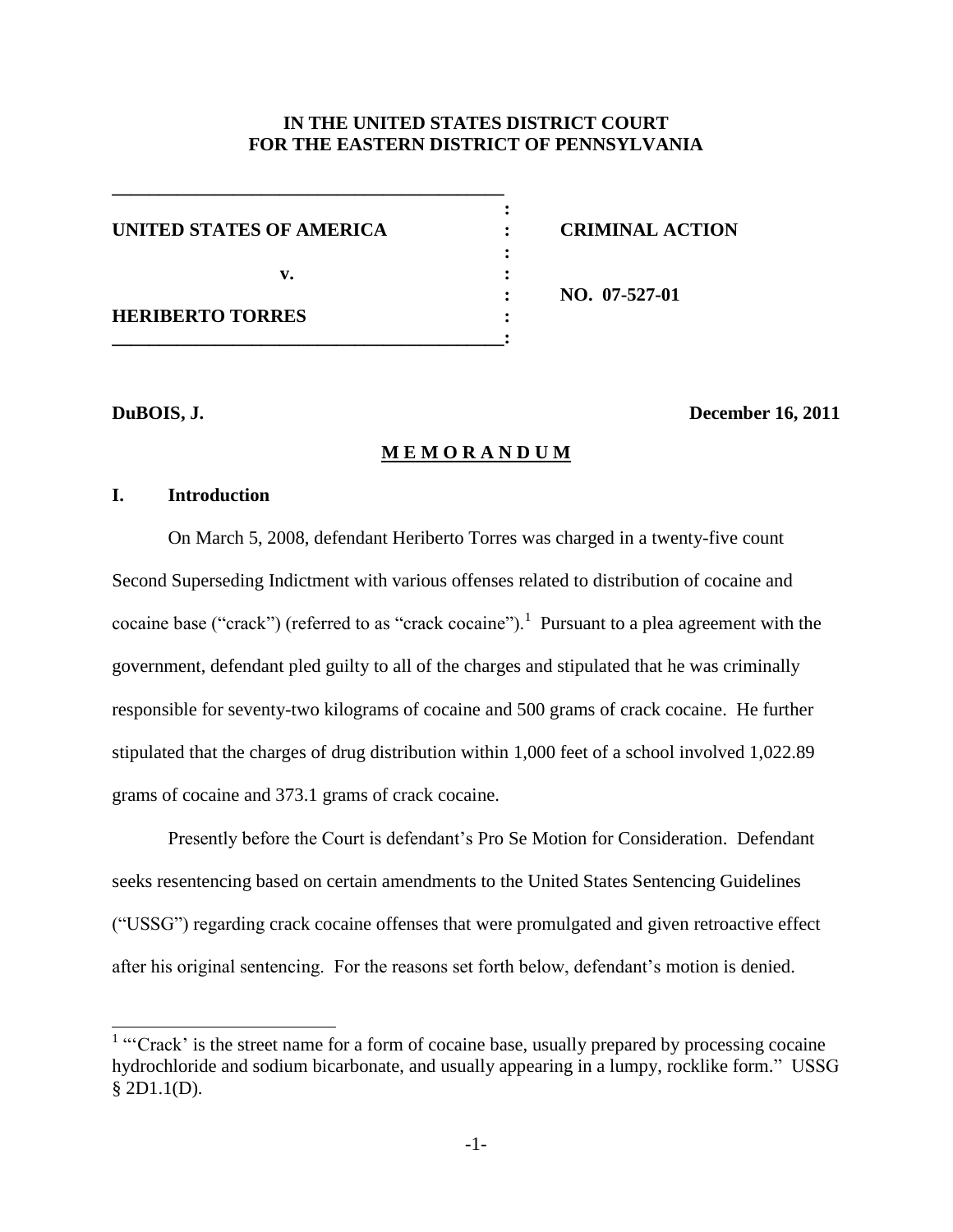**IN THE UNITED STATES DISTRICT COURT**
**FOR THE EASTERN DISTRICT OF PENNSYLVANIA**

| | | |
|---|---|---|
| **UNITED STATES OF AMERICA** | : | **CRIMINAL ACTION** |
| **v.** | : | |
| **HERIBERTO TORRES** | : | **NO. 07-527-01** |

**DuBOIS, J.** **December 16, 2011**

## M E M O R A N D U M

### I. Introduction

On March 5, 2008, defendant Heriberto Torres was charged in a twenty-five count Second Superseding Indictment with various offenses related to distribution of cocaine and cocaine base ("crack") (referred to as "crack cocaine").[1] Pursuant to a plea agreement with the government, defendant pled guilty to all of the charges and stipulated that he was criminally responsible for seventy-two kilograms of cocaine and 500 grams of crack cocaine. He further stipulated that the charges of drug distribution within 1,000 feet of a school involved 1,022.89 grams of cocaine and 373.1 grams of crack cocaine.

Presently before the Court is defendant's Pro Se Motion for Consideration. Defendant seeks resentencing based on certain amendments to the United States Sentencing Guidelines ("USSG") regarding crack cocaine offenses that were promulgated and given retroactive effect after his original sentencing. For the reasons set forth below, defendant's motion is denied.

---

[1] "'Crack' is the street name for a form of cocaine base, usually prepared by processing cocaine hydrochloride and sodium bicarbonate, and usually appearing in a lumpy, rocklike form." USSG § 2D1.1(D).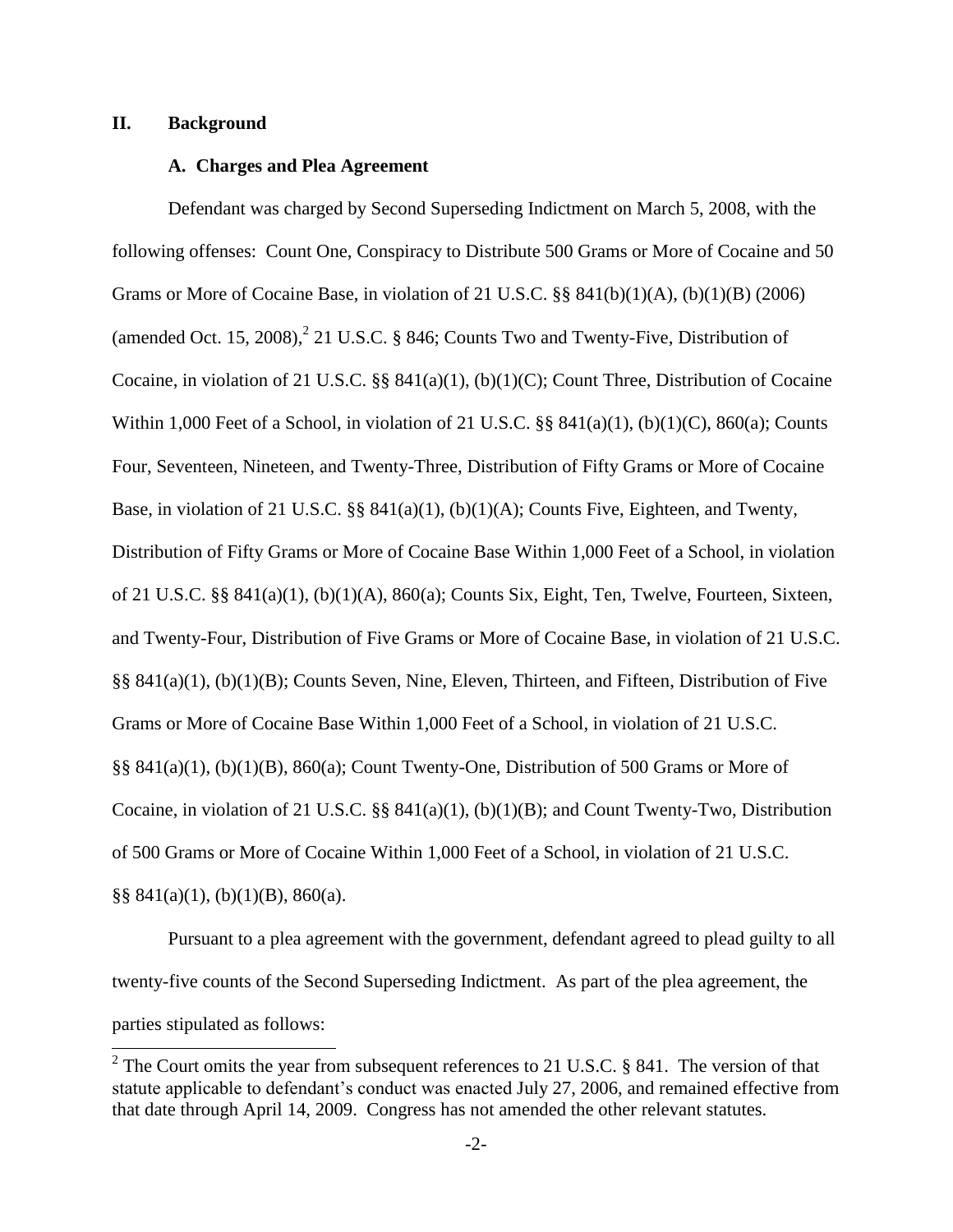## II. Background

### A. Charges and Plea Agreement

Defendant was charged by Second Superseding Indictment on March 5, 2008, with the following offenses: Count One, Conspiracy to Distribute 500 Grams or More of Cocaine and 50 Grams or More of Cocaine Base, in violation of 21 U.S.C. §§ 841(b)(1)(A), (b)(1)(B) (2006) (amended Oct. 15, 2008),[2] 21 U.S.C. § 846; Counts Two and Twenty-Five, Distribution of Cocaine, in violation of 21 U.S.C. §§ 841(a)(1), (b)(1)(C); Count Three, Distribution of Cocaine Within 1,000 Feet of a School, in violation of 21 U.S.C. §§ 841(a)(1), (b)(1)(C), 860(a); Counts Four, Seventeen, Nineteen, and Twenty-Three, Distribution of Fifty Grams or More of Cocaine Base, in violation of 21 U.S.C. §§ 841(a)(1), (b)(1)(A); Counts Five, Eighteen, and Twenty, Distribution of Fifty Grams or More of Cocaine Base Within 1,000 Feet of a School, in violation of 21 U.S.C. §§ 841(a)(1), (b)(1)(A), 860(a); Counts Six, Eight, Ten, Twelve, Fourteen, Sixteen, and Twenty-Four, Distribution of Five Grams or More of Cocaine Base, in violation of 21 U.S.C. §§ 841(a)(1), (b)(1)(B); Counts Seven, Nine, Eleven, Thirteen, and Fifteen, Distribution of Five Grams or More of Cocaine Base Within 1,000 Feet of a School, in violation of 21 U.S.C. §§ 841(a)(1), (b)(1)(B), 860(a); Count Twenty-One, Distribution of 500 Grams or More of Cocaine, in violation of 21 U.S.C. §§ 841(a)(1), (b)(1)(B); and Count Twenty-Two, Distribution of 500 Grams or More of Cocaine Within 1,000 Feet of a School, in violation of 21 U.S.C. §§ 841(a)(1), (b)(1)(B), 860(a).

Pursuant to a plea agreement with the government, defendant agreed to plead guilty to all twenty-five counts of the Second Superseding Indictment. As part of the plea agreement, the parties stipulated as follows:

[2] The Court omits the year from subsequent references to 21 U.S.C. § 841. The version of that statute applicable to defendant's conduct was enacted July 27, 2006, and remained effective from that date through April 14, 2009. Congress has not amended the other relevant statutes.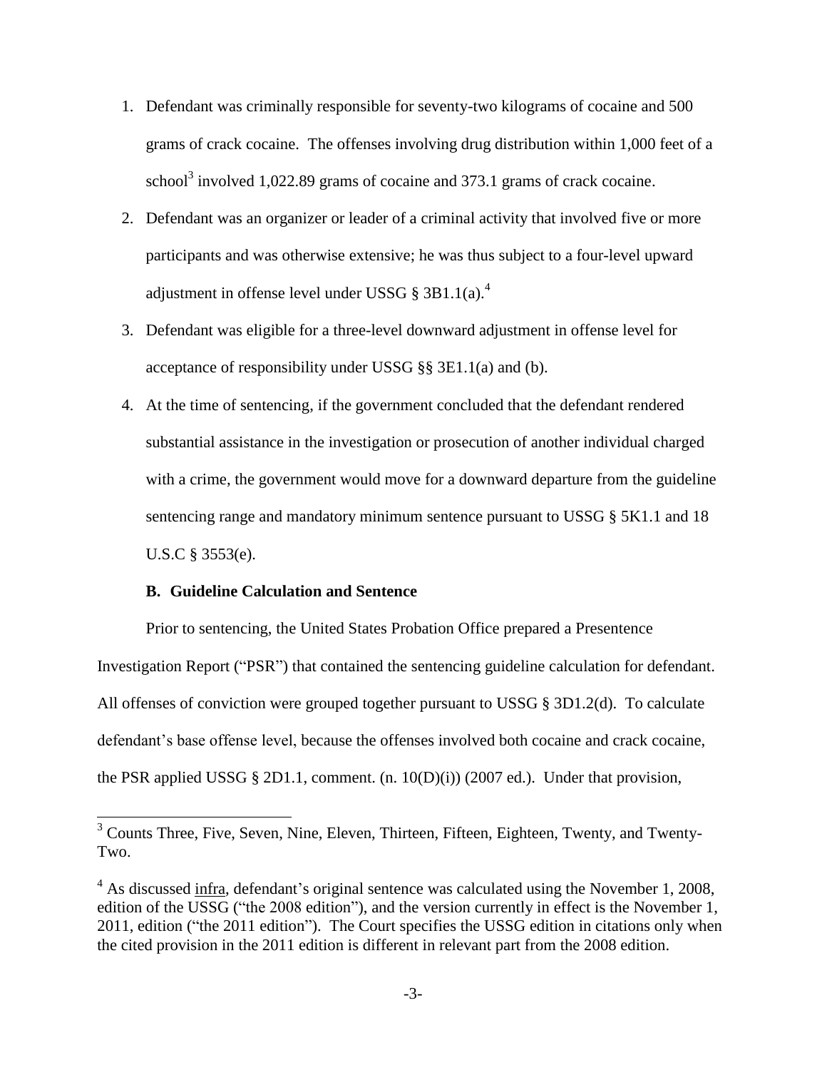1. Defendant was criminally responsible for seventy-two kilograms of cocaine and 500 grams of crack cocaine. The offenses involving drug distribution within 1,000 feet of a school[3] involved 1,022.89 grams of cocaine and 373.1 grams of crack cocaine.
2. Defendant was an organizer or leader of a criminal activity that involved five or more participants and was otherwise extensive; he was thus subject to a four-level upward adjustment in offense level under USSG § 3B1.1(a).[4]
3. Defendant was eligible for a three-level downward adjustment in offense level for acceptance of responsibility under USSG §§ 3E1.1(a) and (b).
4. At the time of sentencing, if the government concluded that the defendant rendered substantial assistance in the investigation or prosecution of another individual charged with a crime, the government would move for a downward departure from the guideline sentencing range and mandatory minimum sentence pursuant to USSG § 5K1.1 and 18 U.S.C § 3553(e).

**B. Guideline Calculation and Sentence**

Prior to sentencing, the United States Probation Office prepared a Presentence Investigation Report ("PSR") that contained the sentencing guideline calculation for defendant. All offenses of conviction were grouped together pursuant to USSG § 3D1.2(d). To calculate defendant's base offense level, because the offenses involved both cocaine and crack cocaine, the PSR applied USSG § 2D1.1, comment. (n. 10(D)(i)) (2007 ed.). Under that provision,

---

[3] Counts Three, Five, Seven, Nine, Eleven, Thirteen, Fifteen, Eighteen, Twenty, and Twenty-Two.

[4] As discussed infra, defendant's original sentence was calculated using the November 1, 2008, edition of the USSG ("the 2008 edition"), and the version currently in effect is the November 1, 2011, edition ("the 2011 edition"). The Court specifies the USSG edition in citations only when the cited provision in the 2011 edition is different in relevant part from the 2008 edition.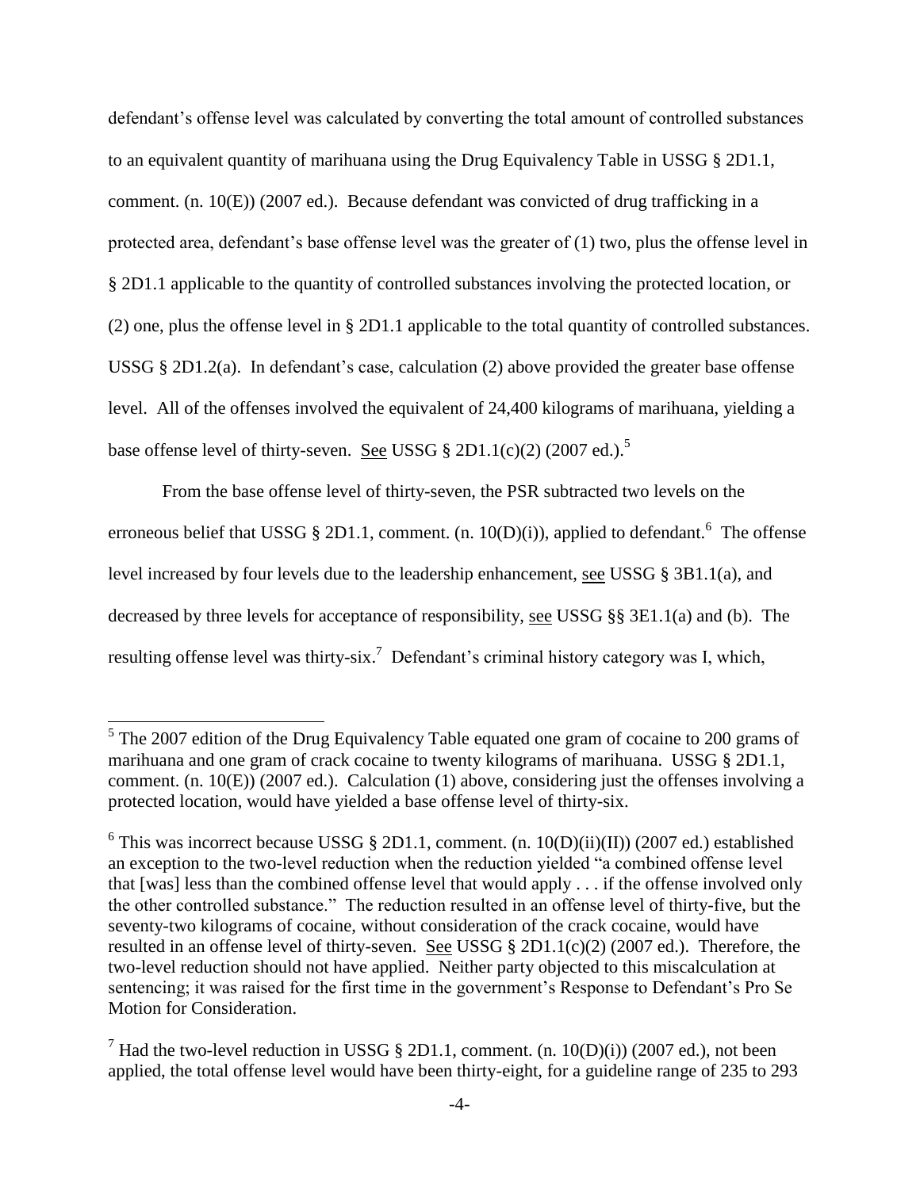defendant's offense level was calculated by converting the total amount of controlled substances to an equivalent quantity of marihuana using the Drug Equivalency Table in USSG § 2D1.1, comment. (n. 10(E)) (2007 ed.). Because defendant was convicted of drug trafficking in a protected area, defendant's base offense level was the greater of (1) two, plus the offense level in § 2D1.1 applicable to the quantity of controlled substances involving the protected location, or (2) one, plus the offense level in § 2D1.1 applicable to the total quantity of controlled substances. USSG § 2D1.2(a). In defendant's case, calculation (2) above provided the greater base offense level. All of the offenses involved the equivalent of 24,400 kilograms of marihuana, yielding a base offense level of thirty-seven. See USSG § 2D1.1(c)(2) (2007 ed.).[5]

From the base offense level of thirty-seven, the PSR subtracted two levels on the erroneous belief that USSG § 2D1.1, comment. (n. 10(D)(i)), applied to defendant.[6] The offense level increased by four levels due to the leadership enhancement, see USSG § 3B1.1(a), and decreased by three levels for acceptance of responsibility, see USSG §§ 3E1.1(a) and (b). The resulting offense level was thirty-six.[7] Defendant's criminal history category was I, which,

---

[5] The 2007 edition of the Drug Equivalency Table equated one gram of cocaine to 200 grams of marihuana and one gram of crack cocaine to twenty kilograms of marihuana. USSG § 2D1.1, comment. (n. 10(E)) (2007 ed.). Calculation (1) above, considering just the offenses involving a protected location, would have yielded a base offense level of thirty-six.

[6] This was incorrect because USSG § 2D1.1, comment. (n. 10(D)(ii)(II)) (2007 ed.) established an exception to the two-level reduction when the reduction yielded "a combined offense level that [was] less than the combined offense level that would apply . . . if the offense involved only the other controlled substance." The reduction resulted in an offense level of thirty-five, but the seventy-two kilograms of cocaine, without consideration of the crack cocaine, would have resulted in an offense level of thirty-seven. See USSG § 2D1.1(c)(2) (2007 ed.). Therefore, the two-level reduction should not have applied. Neither party objected to this miscalculation at sentencing; it was raised for the first time in the government's Response to Defendant's Pro Se Motion for Consideration.

[7] Had the two-level reduction in USSG § 2D1.1, comment. (n. 10(D)(i)) (2007 ed.), not been applied, the total offense level would have been thirty-eight, for a guideline range of 235 to 293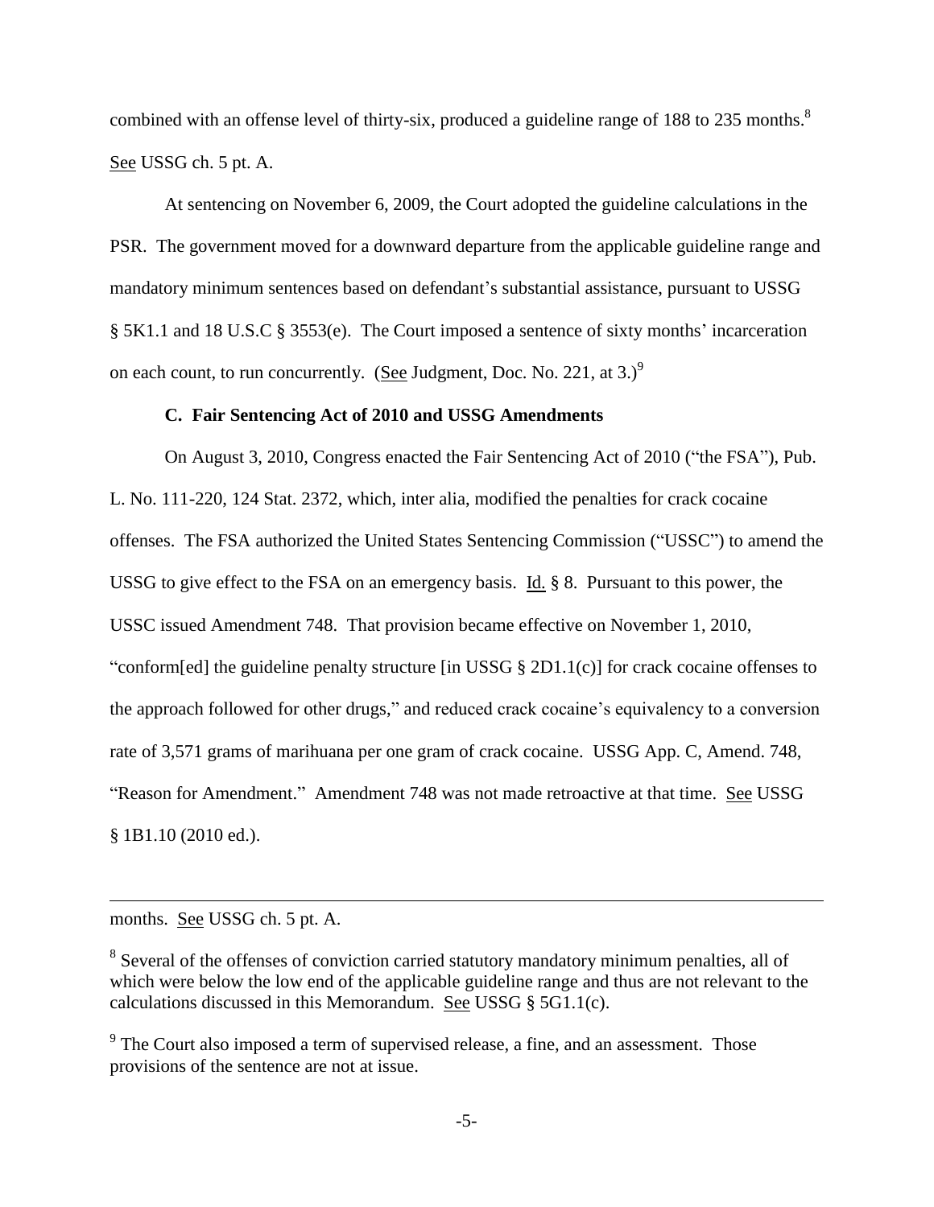combined with an offense level of thirty-six, produced a guideline range of 188 to 235 months.[8] See USSG ch. 5 pt. A.

At sentencing on November 6, 2009, the Court adopted the guideline calculations in the PSR. The government moved for a downward departure from the applicable guideline range and mandatory minimum sentences based on defendant's substantial assistance, pursuant to USSG § 5K1.1 and 18 U.S.C § 3553(e). The Court imposed a sentence of sixty months' incarceration on each count, to run concurrently. (See Judgment, Doc. No. 221, at 3.)[9]

### C. Fair Sentencing Act of 2010 and USSG Amendments

On August 3, 2010, Congress enacted the Fair Sentencing Act of 2010 ("the FSA"), Pub. L. No. 111-220, 124 Stat. 2372, which, inter alia, modified the penalties for crack cocaine offenses. The FSA authorized the United States Sentencing Commission ("USSC") to amend the USSG to give effect to the FSA on an emergency basis. Id. § 8. Pursuant to this power, the USSC issued Amendment 748. That provision became effective on November 1, 2010, "conform[ed] the guideline penalty structure [in USSG § 2D1.1(c)] for crack cocaine offenses to the approach followed for other drugs," and reduced crack cocaine's equivalency to a conversion rate of 3,571 grams of marihuana per one gram of crack cocaine. USSG App. C, Amend. 748, "Reason for Amendment." Amendment 748 was not made retroactive at that time. See USSG § 1B1.10 (2010 ed.).

---

months. See USSG ch. 5 pt. A.

[8] Several of the offenses of conviction carried statutory mandatory minimum penalties, all of which were below the low end of the applicable guideline range and thus are not relevant to the calculations discussed in this Memorandum. See USSG § 5G1.1(c).

[9] The Court also imposed a term of supervised release, a fine, and an assessment. Those provisions of the sentence are not at issue.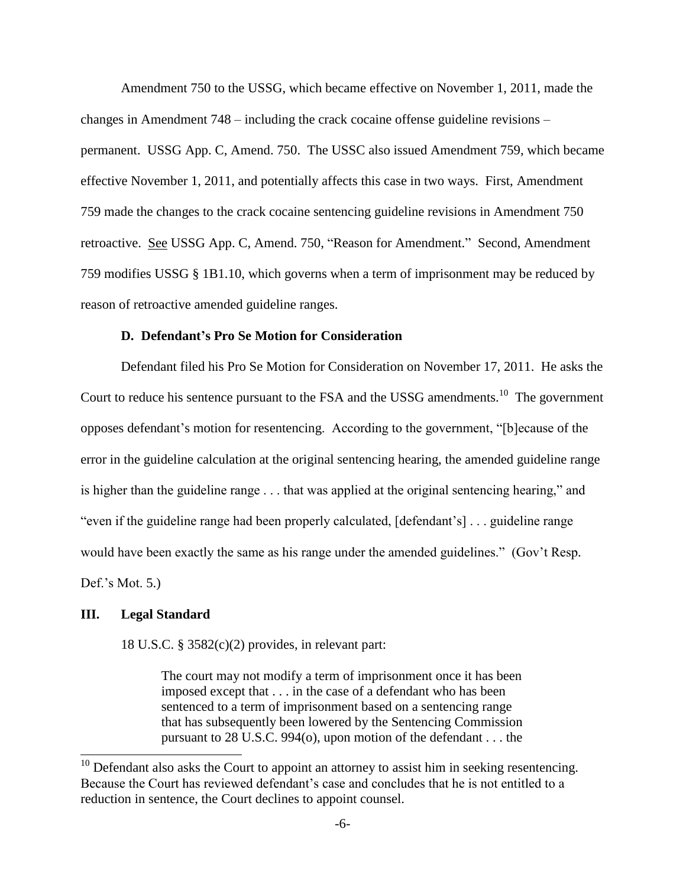Amendment 750 to the USSG, which became effective on November 1, 2011, made the changes in Amendment 748 – including the crack cocaine offense guideline revisions – permanent. USSG App. C, Amend. 750. The USSC also issued Amendment 759, which became effective November 1, 2011, and potentially affects this case in two ways. First, Amendment 759 made the changes to the crack cocaine sentencing guideline revisions in Amendment 750 retroactive. See USSG App. C, Amend. 750, "Reason for Amendment." Second, Amendment 759 modifies USSG § 1B1.10, which governs when a term of imprisonment may be reduced by reason of retroactive amended guideline ranges.

### D. Defendant's Pro Se Motion for Consideration

Defendant filed his Pro Se Motion for Consideration on November 17, 2011. He asks the Court to reduce his sentence pursuant to the FSA and the USSG amendments.[10] The government opposes defendant's motion for resentencing. According to the government, "[b]ecause of the error in the guideline calculation at the original sentencing hearing, the amended guideline range is higher than the guideline range . . . that was applied at the original sentencing hearing," and "even if the guideline range had been properly calculated, [defendant's] . . . guideline range would have been exactly the same as his range under the amended guidelines." (Gov't Resp. Def.'s Mot. 5.)

## III. Legal Standard

18 U.S.C. § 3582(c)(2) provides, in relevant part:

> The court may not modify a term of imprisonment once it has been imposed except that . . . in the case of a defendant who has been sentenced to a term of imprisonment based on a sentencing range that has subsequently been lowered by the Sentencing Commission pursuant to 28 U.S.C. 994(o), upon motion of the defendant . . . the

[10] Defendant also asks the Court to appoint an attorney to assist him in seeking resentencing. Because the Court has reviewed defendant's case and concludes that he is not entitled to a reduction in sentence, the Court declines to appoint counsel.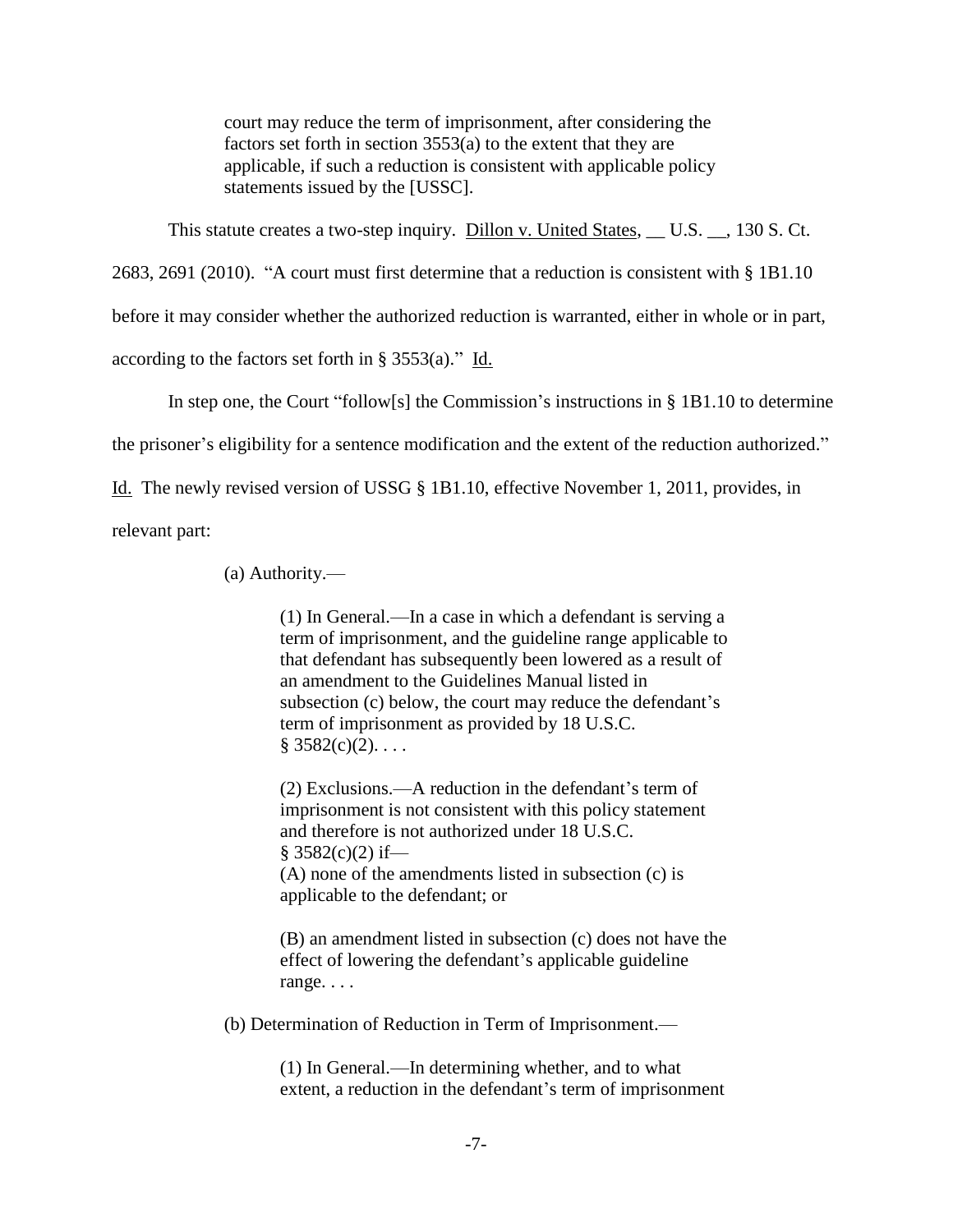> court may reduce the term of imprisonment, after considering the factors set forth in section 3553(a) to the extent that they are applicable, if such a reduction is consistent with applicable policy statements issued by the [USSC].

This statute creates a two-step inquiry. Dillon v. United States, __ U.S. __, 130 S. Ct. 2683, 2691 (2010). "A court must first determine that a reduction is consistent with § 1B1.10 before it may consider whether the authorized reduction is warranted, either in whole or in part, according to the factors set forth in § 3553(a)." Id.

In step one, the Court "follow[s] the Commission's instructions in § 1B1.10 to determine the prisoner's eligibility for a sentence modification and the extent of the reduction authorized." Id. The newly revised version of USSG § 1B1.10, effective November 1, 2011, provides, in relevant part:

> (a) Authority.—
>
> > (1) In General.—In a case in which a defendant is serving a term of imprisonment, and the guideline range applicable to that defendant has subsequently been lowered as a result of an amendment to the Guidelines Manual listed in subsection (c) below, the court may reduce the defendant's term of imprisonment as provided by 18 U.S.C. § 3582(c)(2). . . .
> >
> > (2) Exclusions.—A reduction in the defendant's term of imprisonment is not consistent with this policy statement and therefore is not authorized under 18 U.S.C. § 3582(c)(2) if—
> > (A) none of the amendments listed in subsection (c) is applicable to the defendant; or
> >
> > (B) an amendment listed in subsection (c) does not have the effect of lowering the defendant's applicable guideline range. . . .
>
> (b) Determination of Reduction in Term of Imprisonment.—
>
> > (1) In General.—In determining whether, and to what extent, a reduction in the defendant's term of imprisonment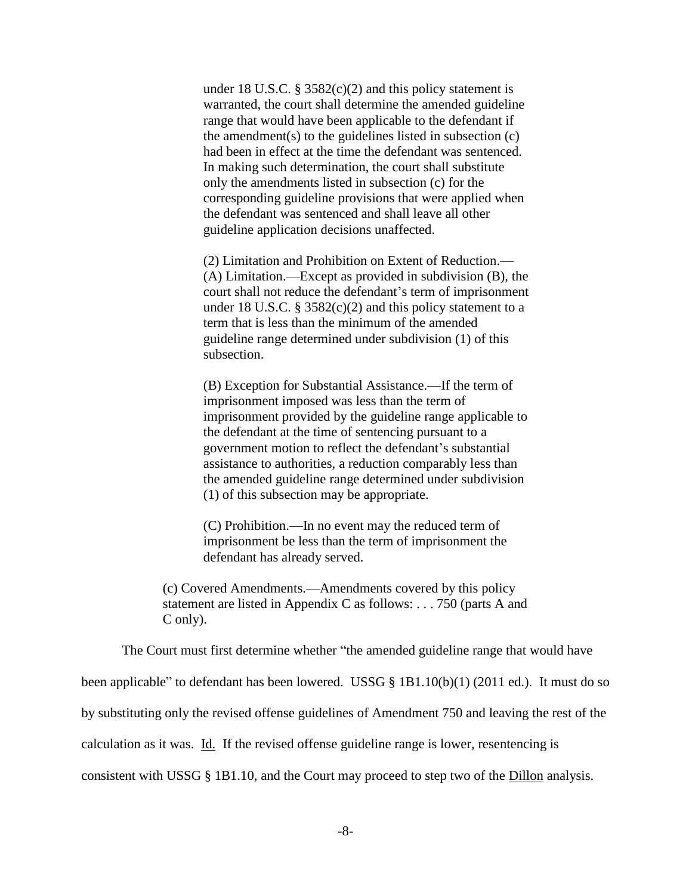> under 18 U.S.C. § 3582(c)(2) and this policy statement is warranted, the court shall determine the amended guideline range that would have been applicable to the defendant if the amendment(s) to the guidelines listed in subsection (c) had been in effect at the time the defendant was sentenced. In making such determination, the court shall substitute only the amendments listed in subsection (c) for the corresponding guideline provisions that were applied when the defendant was sentenced and shall leave all other guideline application decisions unaffected.
>
> (2) Limitation and Prohibition on Extent of Reduction.—
> (A) Limitation.—Except as provided in subdivision (B), the court shall not reduce the defendant's term of imprisonment under 18 U.S.C. § 3582(c)(2) and this policy statement to a term that is less than the minimum of the amended guideline range determined under subdivision (1) of this subsection.
>
> (B) Exception for Substantial Assistance.—If the term of imprisonment imposed was less than the term of imprisonment provided by the guideline range applicable to the defendant at the time of sentencing pursuant to a government motion to reflect the defendant's substantial assistance to authorities, a reduction comparably less than the amended guideline range determined under subdivision (1) of this subsection may be appropriate.
>
> (C) Prohibition.—In no event may the reduced term of imprisonment be less than the term of imprisonment the defendant has already served.
>
> (c) Covered Amendments.—Amendments covered by this policy statement are listed in Appendix C as follows: . . . 750 (parts A and C only).

The Court must first determine whether "the amended guideline range that would have been applicable" to defendant has been lowered. USSG § 1B1.10(b)(1) (2011 ed.). It must do so by substituting only the revised offense guidelines of Amendment 750 and leaving the rest of the calculation as it was. Id. If the revised offense guideline range is lower, resentencing is consistent with USSG § 1B1.10, and the Court may proceed to step two of the Dillon analysis.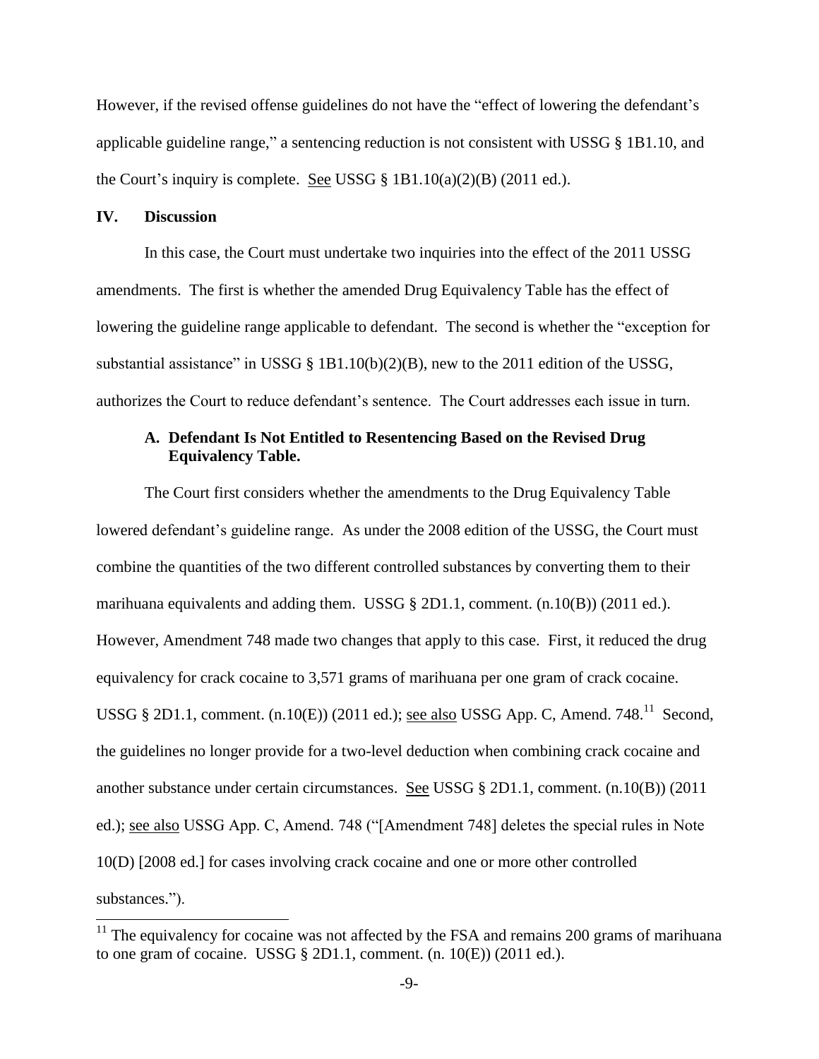However, if the revised offense guidelines do not have the "effect of lowering the defendant's applicable guideline range," a sentencing reduction is not consistent with USSG § 1B1.10, and the Court's inquiry is complete. See USSG § 1B1.10(a)(2)(B) (2011 ed.).

## IV. Discussion

In this case, the Court must undertake two inquiries into the effect of the 2011 USSG amendments. The first is whether the amended Drug Equivalency Table has the effect of lowering the guideline range applicable to defendant. The second is whether the "exception for substantial assistance" in USSG § 1B1.10(b)(2)(B), new to the 2011 edition of the USSG, authorizes the Court to reduce defendant's sentence. The Court addresses each issue in turn.

### A. Defendant Is Not Entitled to Resentencing Based on the Revised Drug Equivalency Table.

The Court first considers whether the amendments to the Drug Equivalency Table lowered defendant's guideline range. As under the 2008 edition of the USSG, the Court must combine the quantities of the two different controlled substances by converting them to their marihuana equivalents and adding them. USSG § 2D1.1, comment. (n.10(B)) (2011 ed.). However, Amendment 748 made two changes that apply to this case. First, it reduced the drug equivalency for crack cocaine to 3,571 grams of marihuana per one gram of crack cocaine. USSG § 2D1.1, comment. (n.10(E)) (2011 ed.); see also USSG App. C, Amend. 748.[11] Second, the guidelines no longer provide for a two-level deduction when combining crack cocaine and another substance under certain circumstances. See USSG § 2D1.1, comment. (n.10(B)) (2011 ed.); see also USSG App. C, Amend. 748 ("[Amendment 748] deletes the special rules in Note 10(D) [2008 ed.] for cases involving crack cocaine and one or more other controlled substances.").

[11] The equivalency for cocaine was not affected by the FSA and remains 200 grams of marihuana to one gram of cocaine. USSG § 2D1.1, comment. (n. 10(E)) (2011 ed.).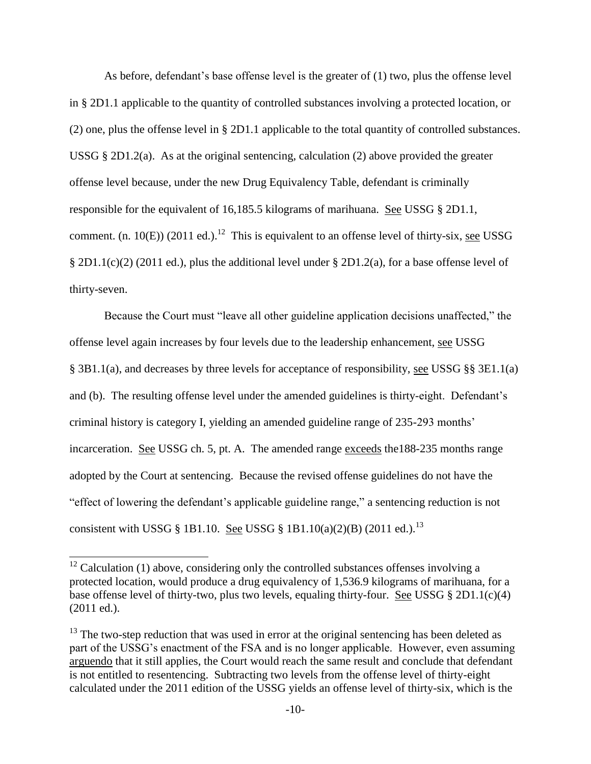As before, defendant's base offense level is the greater of (1) two, plus the offense level in § 2D1.1 applicable to the quantity of controlled substances involving a protected location, or (2) one, plus the offense level in § 2D1.1 applicable to the total quantity of controlled substances. USSG § 2D1.2(a). As at the original sentencing, calculation (2) above provided the greater offense level because, under the new Drug Equivalency Table, defendant is criminally responsible for the equivalent of 16,185.5 kilograms of marihuana. See USSG § 2D1.1, comment. (n. 10(E)) (2011 ed.).[12] This is equivalent to an offense level of thirty-six, see USSG § 2D1.1(c)(2) (2011 ed.), plus the additional level under § 2D1.2(a), for a base offense level of thirty-seven.

Because the Court must "leave all other guideline application decisions unaffected," the offense level again increases by four levels due to the leadership enhancement, see USSG § 3B1.1(a), and decreases by three levels for acceptance of responsibility, see USSG §§ 3E1.1(a) and (b). The resulting offense level under the amended guidelines is thirty-eight. Defendant's criminal history is category I, yielding an amended guideline range of 235-293 months' incarceration. See USSG ch. 5, pt. A. The amended range exceeds the188-235 months range adopted by the Court at sentencing. Because the revised offense guidelines do not have the "effect of lowering the defendant's applicable guideline range," a sentencing reduction is not consistent with USSG § 1B1.10. See USSG § 1B1.10(a)(2)(B) (2011 ed.).[13]

---

[12] Calculation (1) above, considering only the controlled substances offenses involving a protected location, would produce a drug equivalency of 1,536.9 kilograms of marihuana, for a base offense level of thirty-two, plus two levels, equaling thirty-four. See USSG § 2D1.1(c)(4) (2011 ed.).

[13] The two-step reduction that was used in error at the original sentencing has been deleted as part of the USSG's enactment of the FSA and is no longer applicable. However, even assuming arguendo that it still applies, the Court would reach the same result and conclude that defendant is not entitled to resentencing. Subtracting two levels from the offense level of thirty-eight calculated under the 2011 edition of the USSG yields an offense level of thirty-six, which is the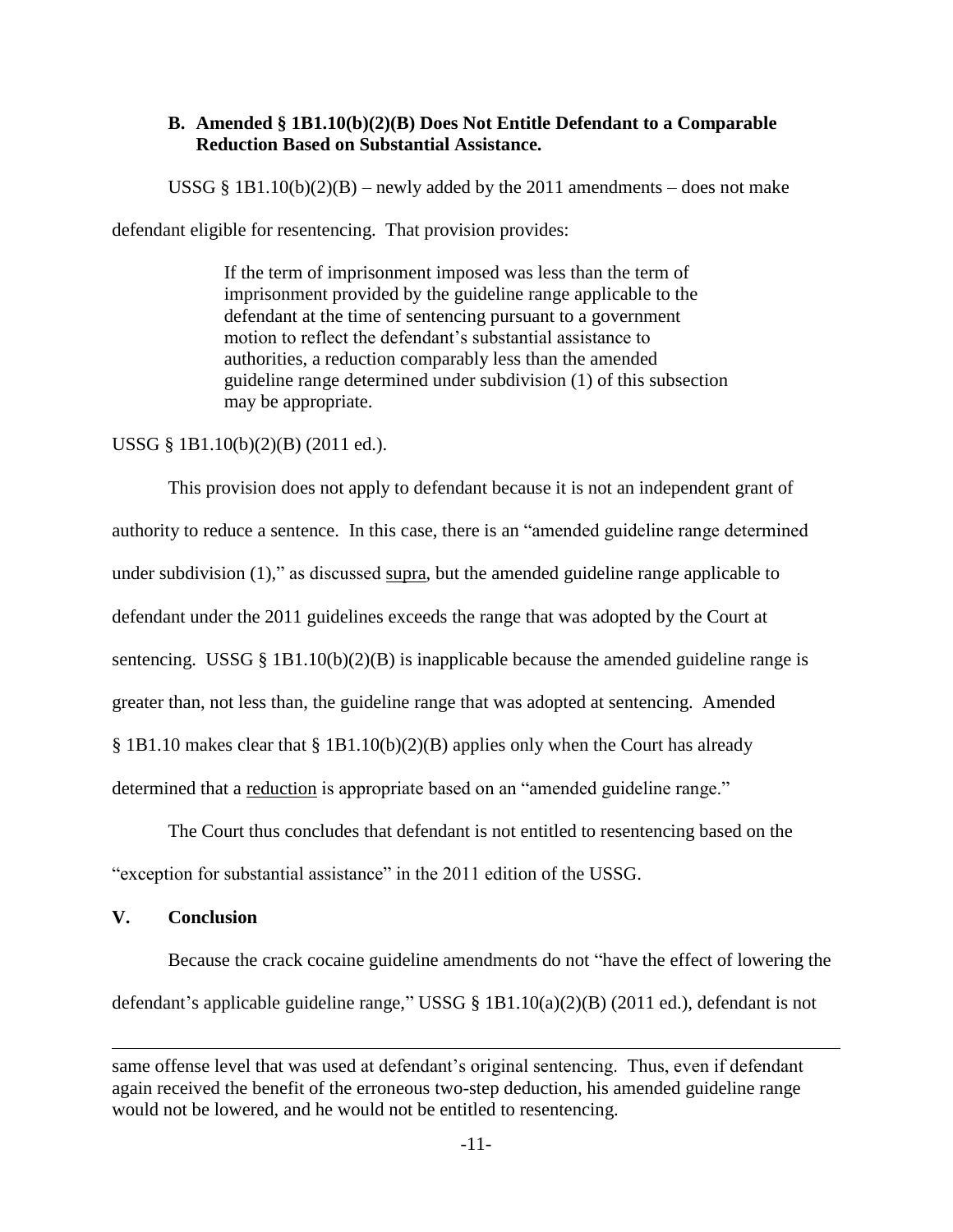### B. Amended § 1B1.10(b)(2)(B) Does Not Entitle Defendant to a Comparable Reduction Based on Substantial Assistance.

USSG § 1B1.10(b)(2)(B) – newly added by the 2011 amendments – does not make defendant eligible for resentencing. That provision provides:

> If the term of imprisonment imposed was less than the term of imprisonment provided by the guideline range applicable to the defendant at the time of sentencing pursuant to a government motion to reflect the defendant's substantial assistance to authorities, a reduction comparably less than the amended guideline range determined under subdivision (1) of this subsection may be appropriate.

USSG § 1B1.10(b)(2)(B) (2011 ed.).

This provision does not apply to defendant because it is not an independent grant of authority to reduce a sentence. In this case, there is an "amended guideline range determined under subdivision (1)," as discussed supra, but the amended guideline range applicable to defendant under the 2011 guidelines exceeds the range that was adopted by the Court at sentencing. USSG § 1B1.10(b)(2)(B) is inapplicable because the amended guideline range is greater than, not less than, the guideline range that was adopted at sentencing. Amended § 1B1.10 makes clear that § 1B1.10(b)(2)(B) applies only when the Court has already determined that a reduction is appropriate based on an "amended guideline range."

The Court thus concludes that defendant is not entitled to resentencing based on the "exception for substantial assistance" in the 2011 edition of the USSG.

## V. Conclusion

Because the crack cocaine guideline amendments do not "have the effect of lowering the defendant's applicable guideline range," USSG § 1B1.10(a)(2)(B) (2011 ed.), defendant is not

---

same offense level that was used at defendant's original sentencing. Thus, even if defendant again received the benefit of the erroneous two-step deduction, his amended guideline range would not be lowered, and he would not be entitled to resentencing.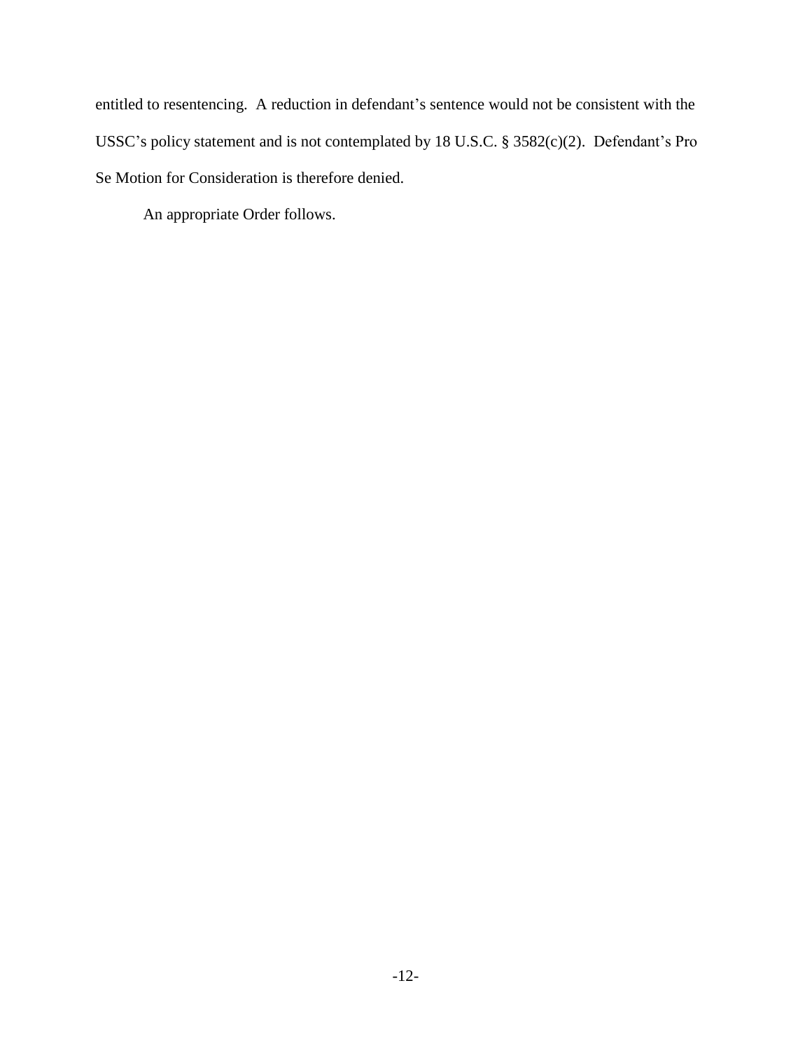entitled to resentencing. A reduction in defendant's sentence would not be consistent with the USSC's policy statement and is not contemplated by 18 U.S.C. § 3582(c)(2). Defendant's Pro Se Motion for Consideration is therefore denied.

An appropriate Order follows.